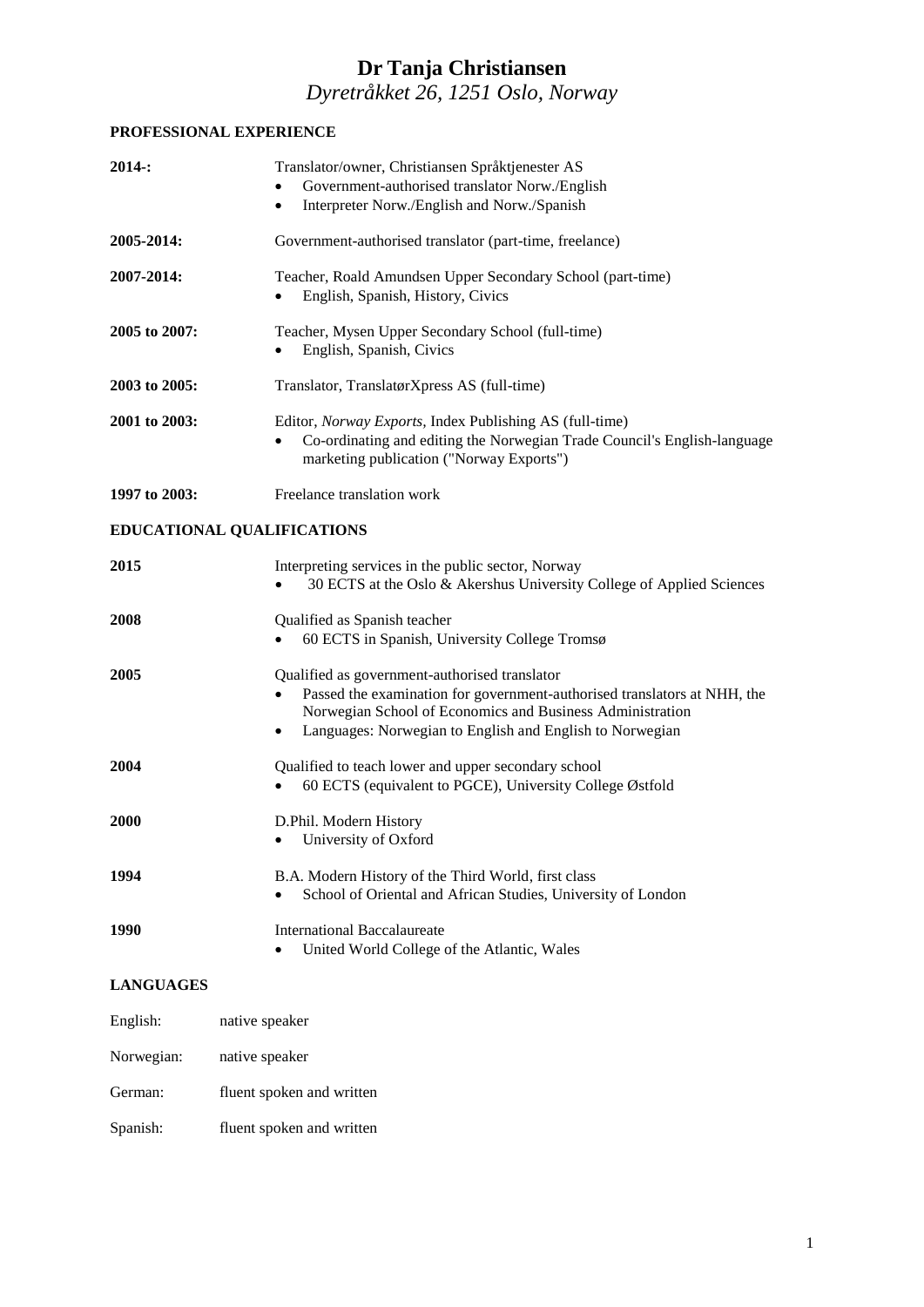# Dr Tanja Christiansen

*Dyretråkket 26, 1251 Oslo, Norway*

## PROFESSIONAL EXPERIENCE

**2014-:** Translator/owner, Christiansen Språktjenester AS

- Government-authorised translator Norw./English
- Interpreter Norw./English and Norw./Spanish

**2005-2014:** Government-authorised translator (part-time, freelance)

**2007-2014:** Teacher, Roald Amundsen Upper Secondary School (part-time)

- English, Spanish, History, Civics

**2005 to 2007:** Teacher, Mysen Upper Secondary School (full-time)

- English, Spanish, Civics

**2003 to 2005:** Translator, TranslatørXpress AS (full-time)

**2001 to 2003:** Editor, *Norway Exports*, Index Publishing AS (full-time)

- Co-ordinating and editing the Norwegian Trade Council's English-language marketing publication ("Norway Exports")

**1997 to 2003:** Freelance translation work

## EDUCATIONAL QUALIFICATIONS

**2015** Interpreting services in the public sector, Norway

- 30 ECTS at the Oslo & Akershus University College of Applied Sciences

**2008** Qualified as Spanish teacher

- 60 ECTS in Spanish, University College Tromsø

**2005** Qualified as government-authorised translator

- Passed the examination for government-authorised translators at NHH, the Norwegian School of Economics and Business Administration
- Languages: Norwegian to English and English to Norwegian

**2004** Qualified to teach lower and upper secondary school

- 60 ECTS (equivalent to PGCE), University College Østfold

**2000** D.Phil. Modern History

- University of Oxford

**1994** B.A. Modern History of the Third World, first class

- School of Oriental and African Studies, University of London

**1990** International Baccalaureate

- United World College of the Atlantic, Wales

## LANGUAGES

English: native speaker

Norwegian: native speaker

German: fluent spoken and written

Spanish: fluent spoken and written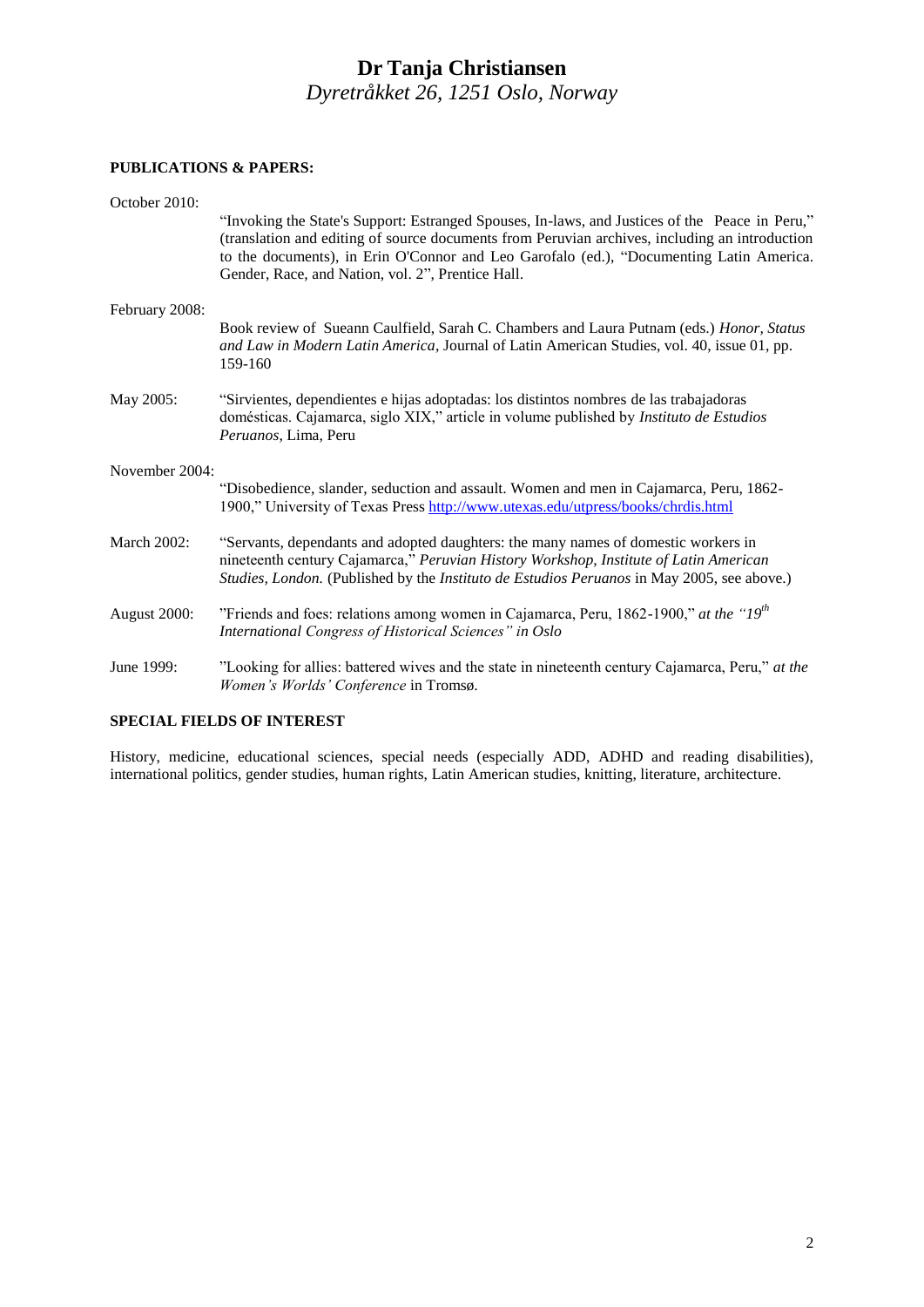# Dr Tanja Christiansen

*Dyretråkket 26, 1251 Oslo, Norway*

**PUBLICATIONS & PAPERS:**

October 2010:

"Invoking the State's Support: Estranged Spouses, In-laws, and Justices of the Peace in Peru," (translation and editing of source documents from Peruvian archives, including an introduction to the documents), in Erin O'Connor and Leo Garofalo (ed.), "Documenting Latin America. Gender, Race, and Nation, vol. 2", Prentice Hall.

February 2008:

Book review of Sueann Caulfield, Sarah C. Chambers and Laura Putnam (eds.) *Honor, Status and Law in Modern Latin America*, Journal of Latin American Studies, vol. 40, issue 01, pp. 159-160

May 2005: "Sirvientes, dependientes e hijas adoptadas: los distintos nombres de las trabajadoras domésticas. Cajamarca, siglo XIX," article in volume published by *Instituto de Estudios Peruanos*, Lima, Peru

November 2004:

"Disobedience, slander, seduction and assault. Women and men in Cajamarca, Peru, 1862-1900," University of Texas Press http://www.utexas.edu/utpress/books/chrdis.html

March 2002: "Servants, dependants and adopted daughters: the many names of domestic workers in nineteenth century Cajamarca," *Peruvian History Workshop, Institute of Latin American Studies, London.* (Published by the *Instituto de Estudios Peruanos* in May 2005, see above.)

August 2000: "Friends and foes: relations among women in Cajamarca, Peru, 1862-1900," *at the "19th International Congress of Historical Sciences" in Oslo*

June 1999: "Looking for allies: battered wives and the state in nineteenth century Cajamarca, Peru," *at the Women's Worlds' Conference* in Tromsø.

**SPECIAL FIELDS OF INTEREST**

History, medicine, educational sciences, special needs (especially ADD, ADHD and reading disabilities), international politics, gender studies, human rights, Latin American studies, knitting, literature, architecture.